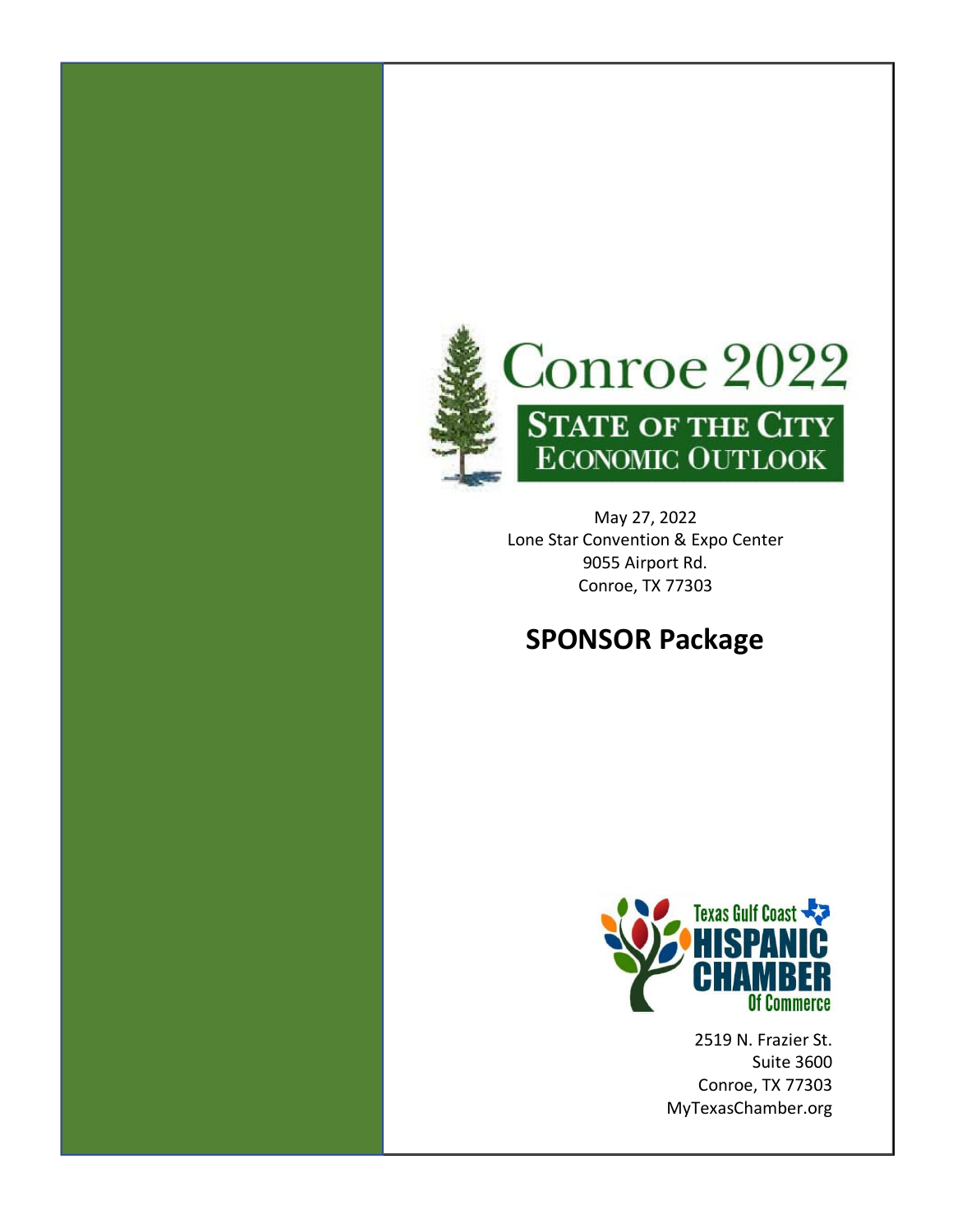# Conroe 2022

## State of the City Economic Outlook

May 27, 2022
Lone Star Convention & Expo Center
9055 Airport Rd.
Conroe, TX 77303

# SPONSOR Package

Texas Gulf Coast HISPANIC CHAMBER Of Commerce

2519 N. Frazier St.
Suite 3600
Conroe, TX 77303
MyTexasChamber.org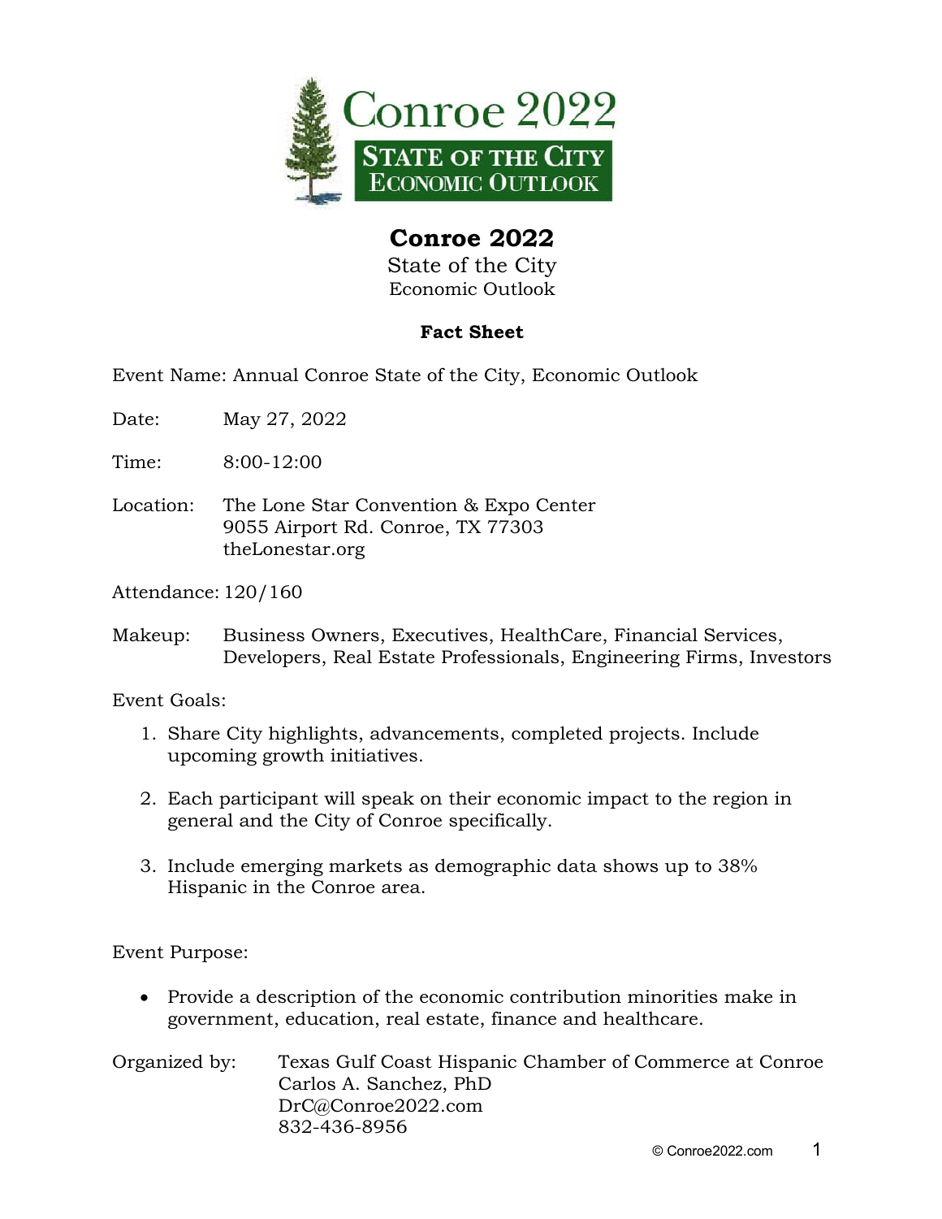# Conroe 2022

State of the City

Economic Outlook

**Fact Sheet**

Event Name: Annual Conroe State of the City, Economic Outlook

Date: May 27, 2022

Time: 8:00-12:00

Location: The Lone Star Convention & Expo Center
9055 Airport Rd. Conroe, TX 77303
theLonestar.org

Attendance: 120/160

Makeup: Business Owners, Executives, HealthCare, Financial Services, Developers, Real Estate Professionals, Engineering Firms, Investors

Event Goals:

1. Share City highlights, advancements, completed projects. Include upcoming growth initiatives.

2. Each participant will speak on their economic impact to the region in general and the City of Conroe specifically.

3. Include emerging markets as demographic data shows up to 38% Hispanic in the Conroe area.

Event Purpose:

- Provide a description of the economic contribution minorities make in government, education, real estate, finance and healthcare.

Organized by: Texas Gulf Coast Hispanic Chamber of Commerce at Conroe
Carlos A. Sanchez, PhD
DrC@Conroe2022.com
832-436-8956

© Conroe2022.com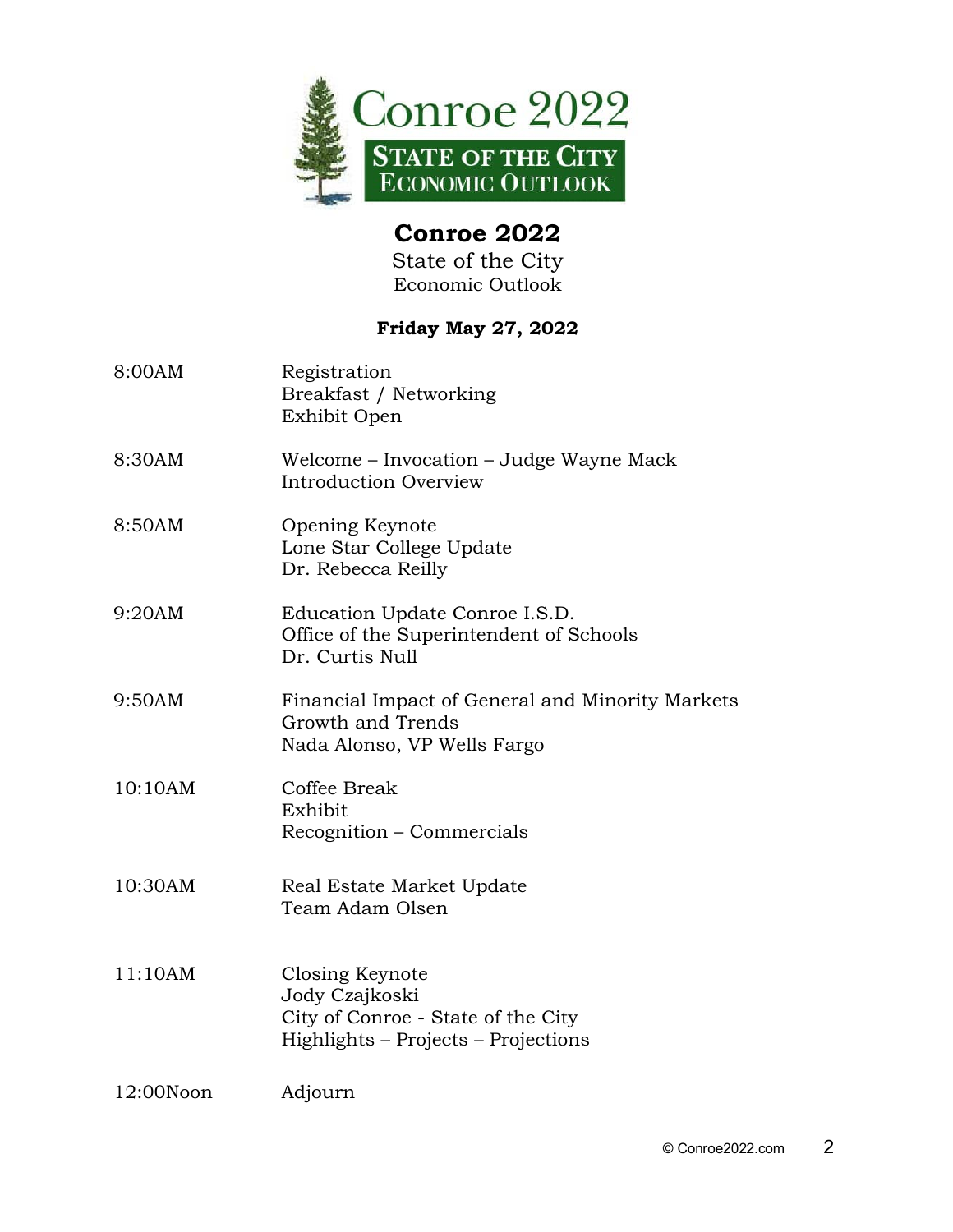# Conroe 2022

State of the City
Economic Outlook

**Friday May 27, 2022**

| Time | Event |
| --- | --- |
| 8:00AM | Registration<br>Breakfast / Networking<br>Exhibit Open |
| 8:30AM | Welcome – Invocation – Judge Wayne Mack<br>Introduction Overview |
| 8:50AM | Opening Keynote<br>Lone Star College Update<br>Dr. Rebecca Reilly |
| 9:20AM | Education Update Conroe I.S.D.<br>Office of the Superintendent of Schools<br>Dr. Curtis Null |
| 9:50AM | Financial Impact of General and Minority Markets<br>Growth and Trends<br>Nada Alonso, VP Wells Fargo |
| 10:10AM | Coffee Break<br>Exhibit<br>Recognition – Commercials |
| 10:30AM | Real Estate Market Update<br>Team Adam Olsen |
| 11:10AM | Closing Keynote<br>Jody Czajkoski<br>City of Conroe - State of the City<br>Highlights – Projects – Projections |
| 12:00Noon | Adjourn |

© Conroe2022.com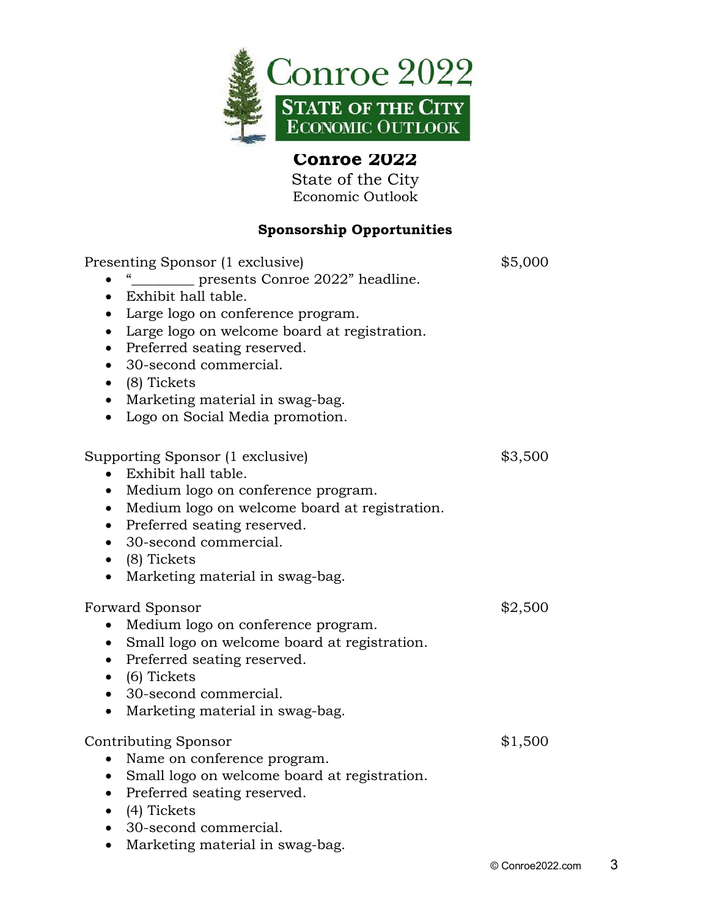# Conroe 2022

State of the City

Economic Outlook

## Sponsorship Opportunities

**Presenting Sponsor (1 exclusive)** — $5,000

- "_________ presents Conroe 2022" headline.
- Exhibit hall table.
- Large logo on conference program.
- Large logo on welcome board at registration.
- Preferred seating reserved.
- 30-second commercial.
- (8) Tickets
- Marketing material in swag-bag.
- Logo on Social Media promotion.

**Supporting Sponsor (1 exclusive)** — $3,500

- Exhibit hall table.
- Medium logo on conference program.
- Medium logo on welcome board at registration.
- Preferred seating reserved.
- 30-second commercial.
- (8) Tickets
- Marketing material in swag-bag.

**Forward Sponsor** — $2,500

- Medium logo on conference program.
- Small logo on welcome board at registration.
- Preferred seating reserved.
- (6) Tickets
- 30-second commercial.
- Marketing material in swag-bag.

**Contributing Sponsor** — $1,500

- Name on conference program.
- Small logo on welcome board at registration.
- Preferred seating reserved.
- (4) Tickets
- 30-second commercial.
- Marketing material in swag-bag.

© Conroe2022.com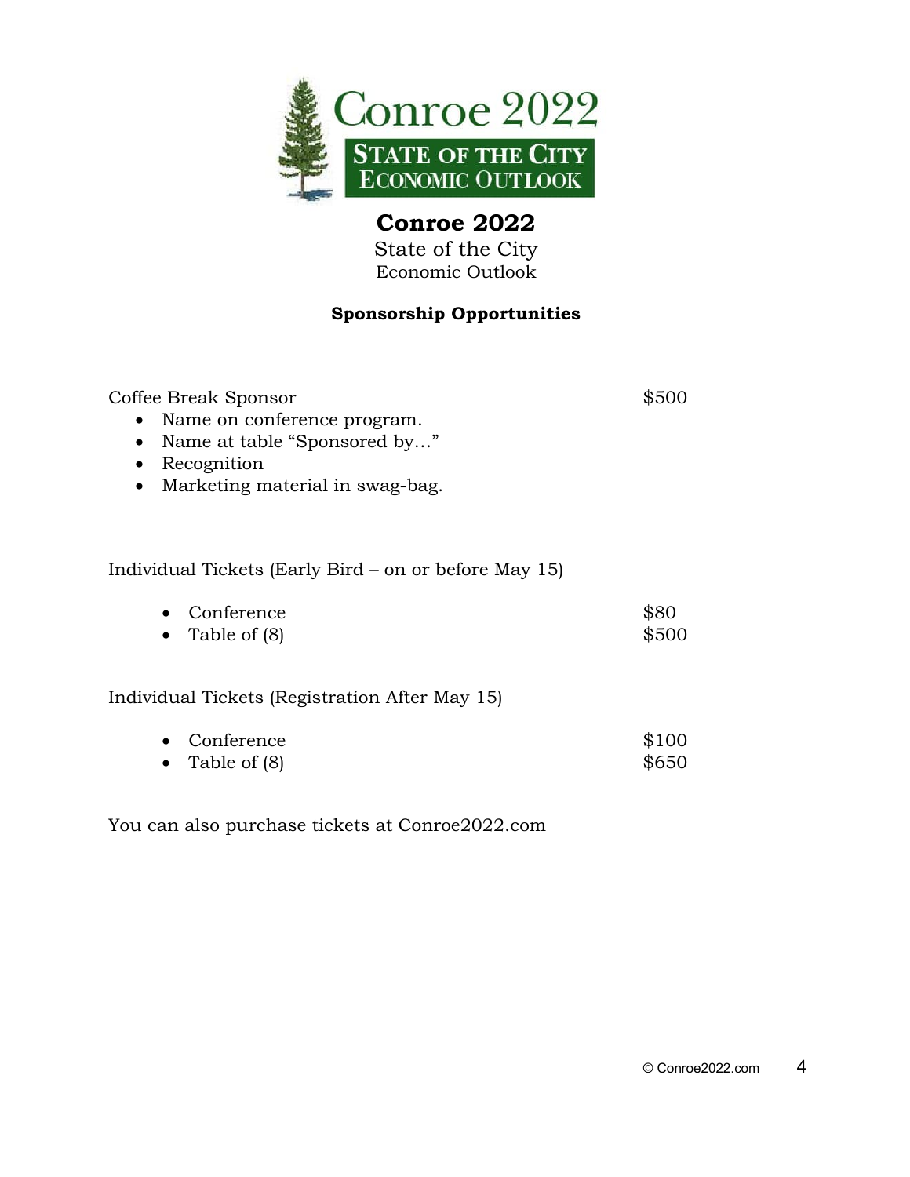Conroe 2022

STATE OF THE CITY
ECONOMIC OUTLOOK

# Conroe 2022

State of the City

Economic Outlook

**Sponsorship Opportunities**

Coffee Break Sponsor — $500

- Name on conference program.
- Name at table "Sponsored by…"
- Recognition
- Marketing material in swag-bag.

Individual Tickets (Early Bird – on or before May 15)

- Conference — $80
- Table of (8) — $500

Individual Tickets (Registration After May 15)

- Conference — $100
- Table of (8) — $650

You can also purchase tickets at Conroe2022.com

© Conroe2022.com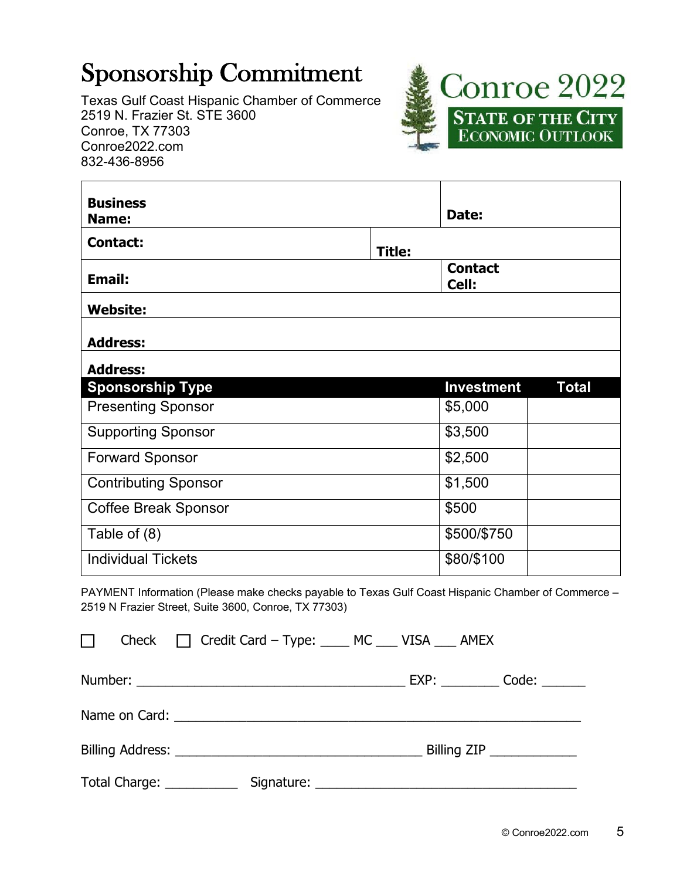# Sponsorship Commitment

Texas Gulf Coast Hispanic Chamber of Commerce
2519 N. Frazier St. STE 3600
Conroe, TX 77303
Conroe2022.com
832-436-8956

Conroe 2022
STATE OF THE CITY
ECONOMIC OUTLOOK

| | |
|---|---|
| **Business Name:** | **Date:** |
| **Contact:** | **Title:** |
| **Email:** | **Contact Cell:** |
| **Website:** | |
| **Address:** | |
| **Address:** | |

| Sponsorship Type | Investment | Total |
|---|---|---|
| Presenting Sponsor | $5,000 | |
| Supporting Sponsor | $3,500 | |
| Forward Sponsor | $2,500 | |
| Contributing Sponsor | $1,500 | |
| Coffee Break Sponsor | $500 | |
| Table of (8) | $500/$750 | |
| Individual Tickets | $80/$100 | |

PAYMENT Information (Please make checks payable to Texas Gulf Coast Hispanic Chamber of Commerce – 2519 N Frazier Street, Suite 3600, Conroe, TX 77303)

☐ Check ☐ Credit Card – Type: ____ MC ___ VISA ___ AMEX

Number: ____________________________________ EXP: ________ Code: ______

Name on Card: _______________________________________________________

Billing Address: _________________________________ Billing ZIP ____________

Total Charge: __________ Signature: ___________________________________

© Conroe2022.com